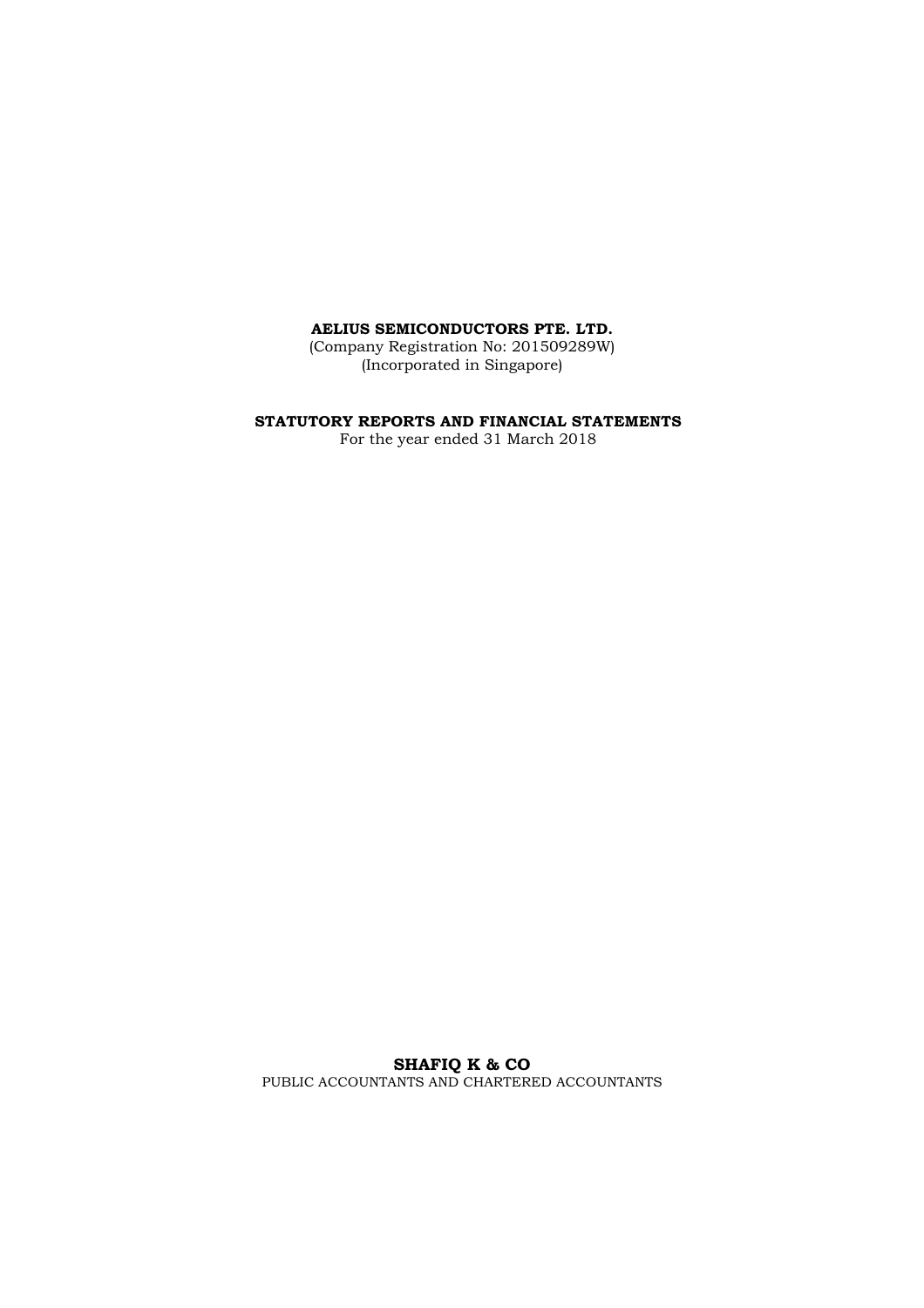**AELIUS SEMICONDUCTORS PTE. LTD.**
(Company Registration No: 201509289W)
(Incorporated in Singapore)

**STATUTORY REPORTS AND FINANCIAL STATEMENTS**
For the year ended 31 March 2018

**SHAFIQ K & CO**
PUBLIC ACCOUNTANTS AND CHARTERED ACCOUNTANTS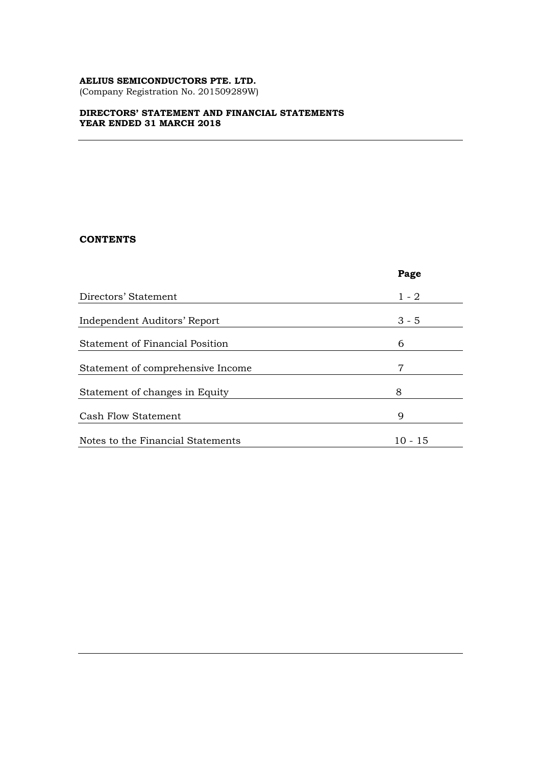**AELIUS SEMICONDUCTORS PTE. LTD.**
(Company Registration No. 201509289W)

**DIRECTORS' STATEMENT AND FINANCIAL STATEMENTS**
**YEAR ENDED 31 MARCH 2018**

**CONTENTS**

| | **Page** |
|---|---|
| Directors' Statement | 1 - 2 |
| Independent Auditors' Report | 3 - 5 |
| Statement of Financial Position | 6 |
| Statement of comprehensive Income | 7 |
| Statement of changes in Equity | 8 |
| Cash Flow Statement | 9 |
| Notes to the Financial Statements | 10 - 15 |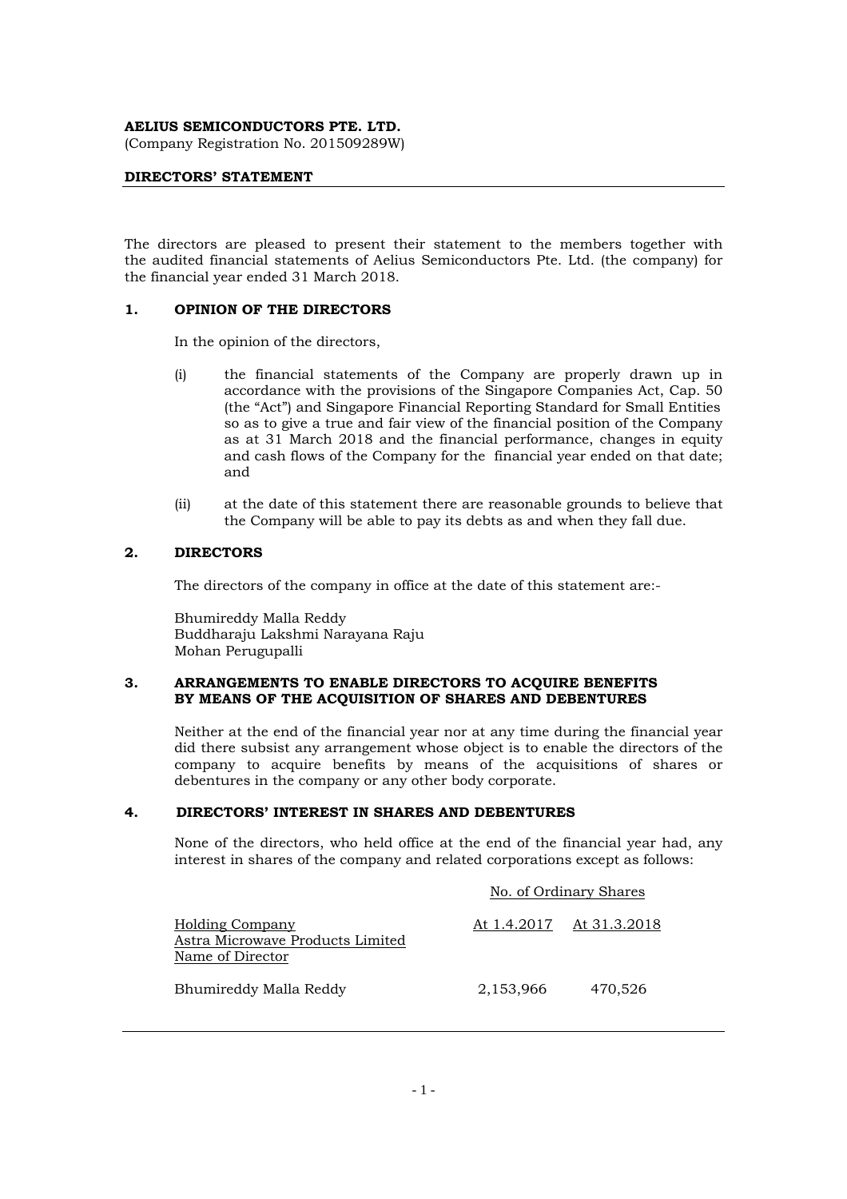**AELIUS SEMICONDUCTORS PTE. LTD.**
(Company Registration No. 201509289W)

**DIRECTORS' STATEMENT**

The directors are pleased to present their statement to the members together with the audited financial statements of Aelius Semiconductors Pte. Ltd. (the company) for the financial year ended 31 March 2018.

## 1. OPINION OF THE DIRECTORS

In the opinion of the directors,

(i) the financial statements of the Company are properly drawn up in accordance with the provisions of the Singapore Companies Act, Cap. 50 (the "Act") and Singapore Financial Reporting Standard for Small Entities so as to give a true and fair view of the financial position of the Company as at 31 March 2018 and the financial performance, changes in equity and cash flows of the Company for the financial year ended on that date; and

(ii) at the date of this statement there are reasonable grounds to believe that the Company will be able to pay its debts as and when they fall due.

## 2. DIRECTORS

The directors of the company in office at the date of this statement are:-

Bhumireddy Malla Reddy
Buddharaju Lakshmi Narayana Raju
Mohan Perugupalli

## 3. ARRANGEMENTS TO ENABLE DIRECTORS TO ACQUIRE BENEFITS BY MEANS OF THE ACQUISITION OF SHARES AND DEBENTURES

Neither at the end of the financial year nor at any time during the financial year did there subsist any arrangement whose object is to enable the directors of the company to acquire benefits by means of the acquisitions of shares or debentures in the company or any other body corporate.

## 4. DIRECTORS' INTEREST IN SHARES AND DEBENTURES

None of the directors, who held office at the end of the financial year had, any interest in shares of the company and related corporations except as follows:

| | No. of Ordinary Shares | |
|---|---|---|
| Holding Company<br>Astra Microwave Products Limited<br>Name of Director | At 1.4.2017 | At 31.3.2018 |
| Bhumireddy Malla Reddy | 2,153,966 | 470,526 |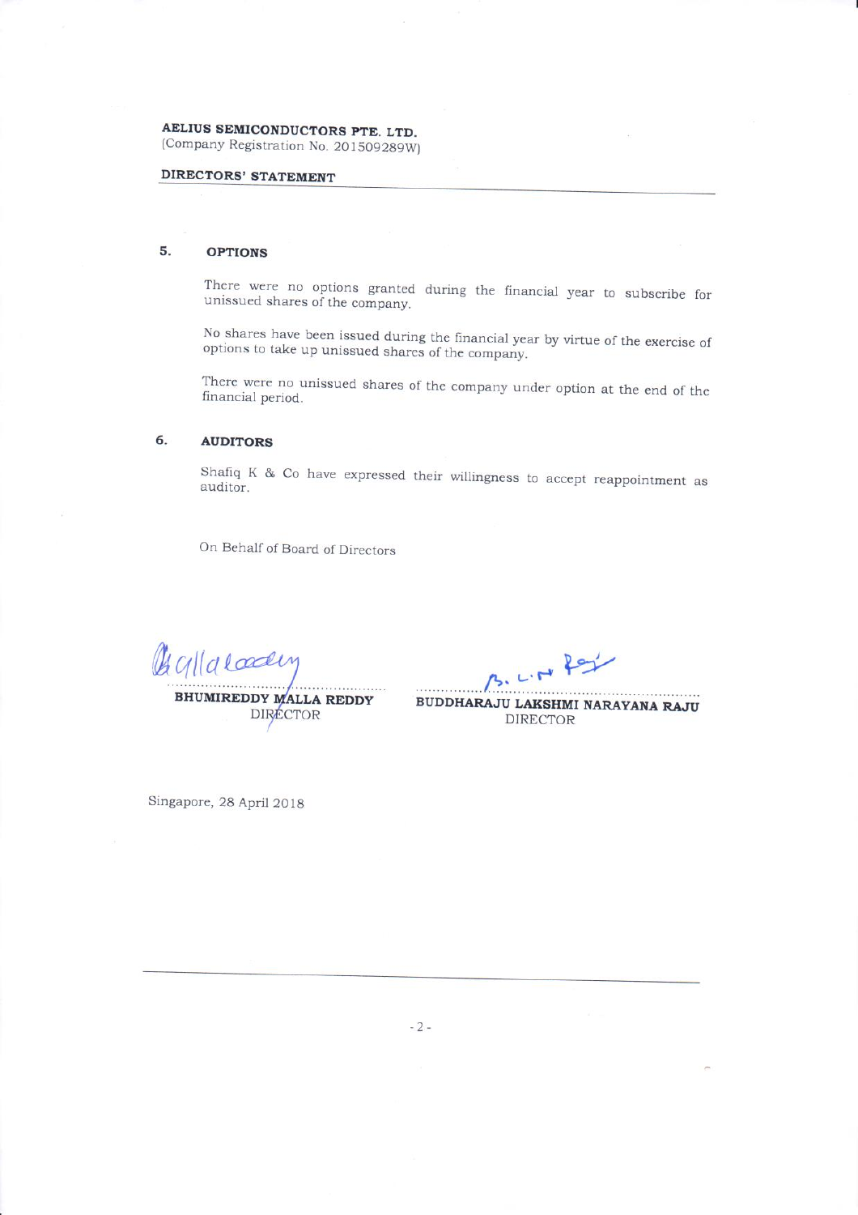**AELIUS SEMICONDUCTORS PTE. LTD.**
(Company Registration No. 201509289W)

**DIRECTORS' STATEMENT**

## 5. OPTIONS

There were no options granted during the financial year to subscribe for unissued shares of the company.

No shares have been issued during the financial year by virtue of the exercise of options to take up unissued shares of the company.

There were no unissued shares of the company under option at the end of the financial period.

## 6. AUDITORS

Shafiq K & Co have expressed their willingness to accept reappointment as auditor.

On Behalf of Board of Directors

**BHUMIREDDY MALLA REDDY**
DIRECTOR

**BUDDHARAJU LAKSHMI NARAYANA RAJU**
DIRECTOR

Singapore, 28 April 2018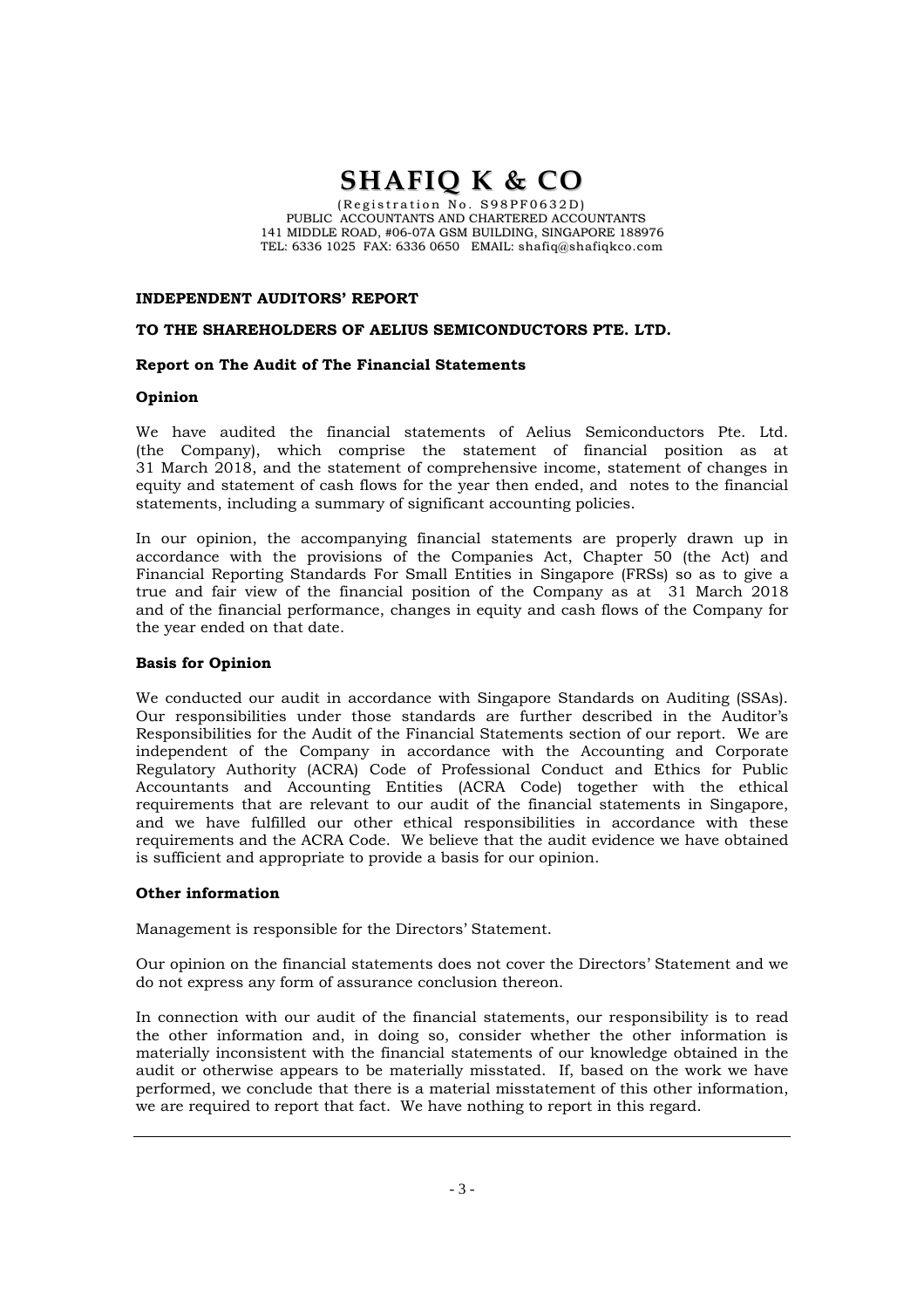# SHAFIQ K & CO

(Registration No. S98PF0632D)
PUBLIC ACCOUNTANTS AND CHARTERED ACCOUNTANTS
141 MIDDLE ROAD, #06-07A GSM BUILDING, SINGAPORE 188976
TEL: 6336 1025 FAX: 6336 0650 EMAIL: shafiq@shafiqkco.com

**INDEPENDENT AUDITORS' REPORT**

**TO THE SHAREHOLDERS OF AELIUS SEMICONDUCTORS PTE. LTD.**

**Report on The Audit of The Financial Statements**

**Opinion**

We have audited the financial statements of Aelius Semiconductors Pte. Ltd. (the Company), which comprise the statement of financial position as at 31 March 2018, and the statement of comprehensive income, statement of changes in equity and statement of cash flows for the year then ended, and notes to the financial statements, including a summary of significant accounting policies.

In our opinion, the accompanying financial statements are properly drawn up in accordance with the provisions of the Companies Act, Chapter 50 (the Act) and Financial Reporting Standards For Small Entities in Singapore (FRSs) so as to give a true and fair view of the financial position of the Company as at 31 March 2018 and of the financial performance, changes in equity and cash flows of the Company for the year ended on that date.

**Basis for Opinion**

We conducted our audit in accordance with Singapore Standards on Auditing (SSAs). Our responsibilities under those standards are further described in the Auditor's Responsibilities for the Audit of the Financial Statements section of our report. We are independent of the Company in accordance with the Accounting and Corporate Regulatory Authority (ACRA) Code of Professional Conduct and Ethics for Public Accountants and Accounting Entities (ACRA Code) together with the ethical requirements that are relevant to our audit of the financial statements in Singapore, and we have fulfilled our other ethical responsibilities in accordance with these requirements and the ACRA Code. We believe that the audit evidence we have obtained is sufficient and appropriate to provide a basis for our opinion.

**Other information**

Management is responsible for the Directors' Statement.

Our opinion on the financial statements does not cover the Directors' Statement and we do not express any form of assurance conclusion thereon.

In connection with our audit of the financial statements, our responsibility is to read the other information and, in doing so, consider whether the other information is materially inconsistent with the financial statements of our knowledge obtained in the audit or otherwise appears to be materially misstated. If, based on the work we have performed, we conclude that there is a material misstatement of this other information, we are required to report that fact. We have nothing to report in this regard.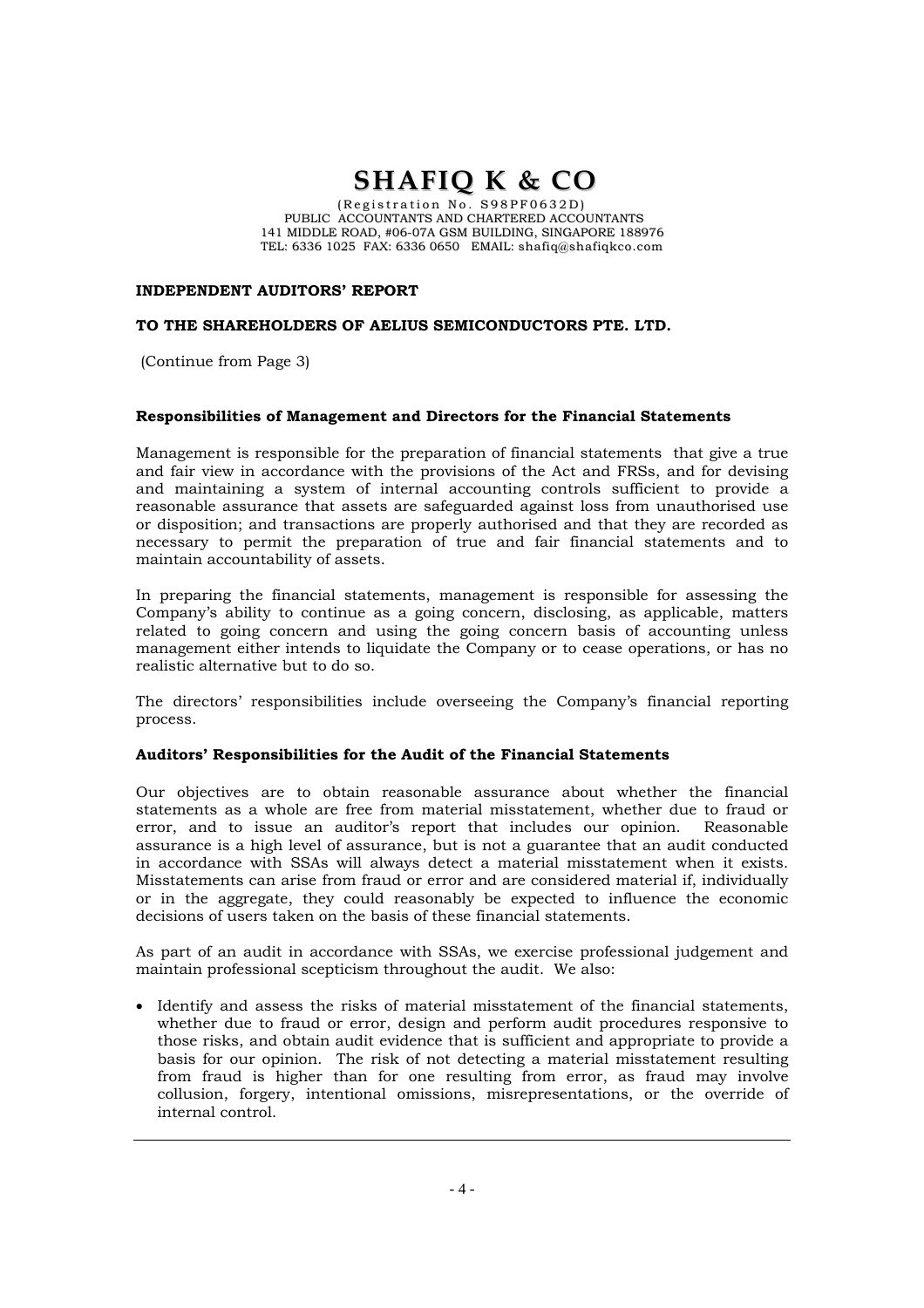# SHAFIQ K & CO

(Registration No. S98PF0632D)
PUBLIC ACCOUNTANTS AND CHARTERED ACCOUNTANTS
141 MIDDLE ROAD, #06-07A GSM BUILDING, SINGAPORE 188976
TEL: 6336 1025 FAX: 6336 0650 EMAIL: shafiq@shafiqkco.com

**INDEPENDENT AUDITORS' REPORT**

**TO THE SHAREHOLDERS OF AELIUS SEMICONDUCTORS PTE. LTD.**

(Continue from Page 3)

**Responsibilities of Management and Directors for the Financial Statements**

Management is responsible for the preparation of financial statements that give a true and fair view in accordance with the provisions of the Act and FRSs, and for devising and maintaining a system of internal accounting controls sufficient to provide a reasonable assurance that assets are safeguarded against loss from unauthorised use or disposition; and transactions are properly authorised and that they are recorded as necessary to permit the preparation of true and fair financial statements and to maintain accountability of assets.

In preparing the financial statements, management is responsible for assessing the Company's ability to continue as a going concern, disclosing, as applicable, matters related to going concern and using the going concern basis of accounting unless management either intends to liquidate the Company or to cease operations, or has no realistic alternative but to do so.

The directors' responsibilities include overseeing the Company's financial reporting process.

**Auditors' Responsibilities for the Audit of the Financial Statements**

Our objectives are to obtain reasonable assurance about whether the financial statements as a whole are free from material misstatement, whether due to fraud or error, and to issue an auditor's report that includes our opinion. Reasonable assurance is a high level of assurance, but is not a guarantee that an audit conducted in accordance with SSAs will always detect a material misstatement when it exists. Misstatements can arise from fraud or error and are considered material if, individually or in the aggregate, they could reasonably be expected to influence the economic decisions of users taken on the basis of these financial statements.

As part of an audit in accordance with SSAs, we exercise professional judgement and maintain professional scepticism throughout the audit. We also:

- Identify and assess the risks of material misstatement of the financial statements, whether due to fraud or error, design and perform audit procedures responsive to those risks, and obtain audit evidence that is sufficient and appropriate to provide a basis for our opinion. The risk of not detecting a material misstatement resulting from fraud is higher than for one resulting from error, as fraud may involve collusion, forgery, intentional omissions, misrepresentations, or the override of internal control.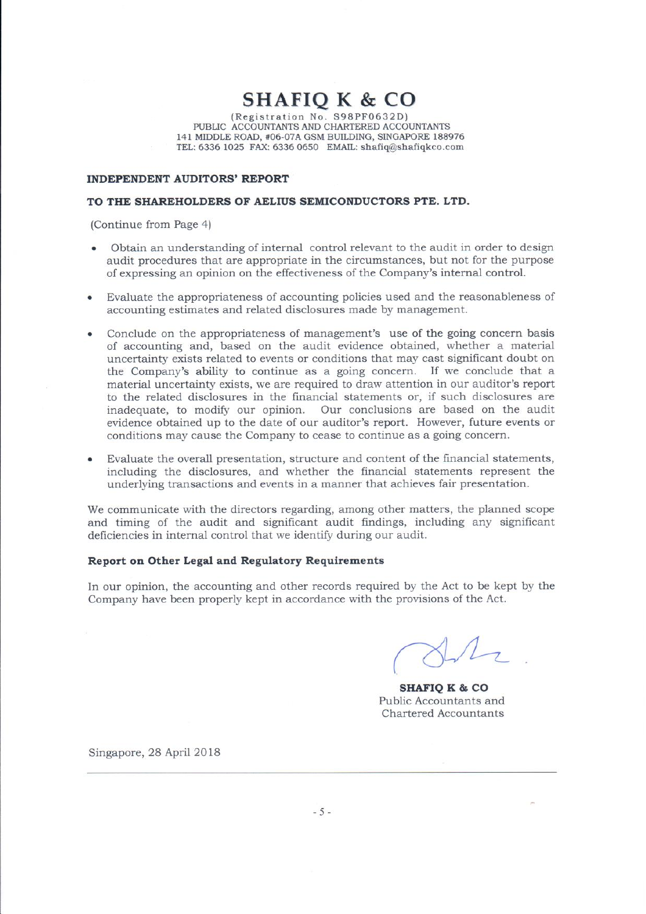# SHAFIQ K & CO

(Registration No. S98PF0632D)
PUBLIC ACCOUNTANTS AND CHARTERED ACCOUNTANTS
141 MIDDLE ROAD, #06-07A GSM BUILDING, SINGAPORE 188976
TEL: 6336 1025 FAX: 6336 0650 EMAIL: shafiq@shafiqkco.com

**INDEPENDENT AUDITORS' REPORT**

**TO THE SHAREHOLDERS OF AELIUS SEMICONDUCTORS PTE. LTD.**

(Continue from Page 4)

- Obtain an understanding of internal control relevant to the audit in order to design audit procedures that are appropriate in the circumstances, but not for the purpose of expressing an opinion on the effectiveness of the Company's internal control.

- Evaluate the appropriateness of accounting policies used and the reasonableness of accounting estimates and related disclosures made by management.

- Conclude on the appropriateness of management's use of the going concern basis of accounting and, based on the audit evidence obtained, whether a material uncertainty exists related to events or conditions that may cast significant doubt on the Company's ability to continue as a going concern. If we conclude that a material uncertainty exists, we are required to draw attention in our auditor's report to the related disclosures in the financial statements or, if such disclosures are inadequate, to modify our opinion. Our conclusions are based on the audit evidence obtained up to the date of our auditor's report. However, future events or conditions may cause the Company to cease to continue as a going concern.

- Evaluate the overall presentation, structure and content of the financial statements, including the disclosures, and whether the financial statements represent the underlying transactions and events in a manner that achieves fair presentation.

We communicate with the directors regarding, among other matters, the planned scope and timing of the audit and significant audit findings, including any significant deficiencies in internal control that we identify during our audit.

**Report on Other Legal and Regulatory Requirements**

In our opinion, the accounting and other records required by the Act to be kept by the Company have been properly kept in accordance with the provisions of the Act.

**SHAFIQ K & CO**
Public Accountants and
Chartered Accountants

Singapore, 28 April 2018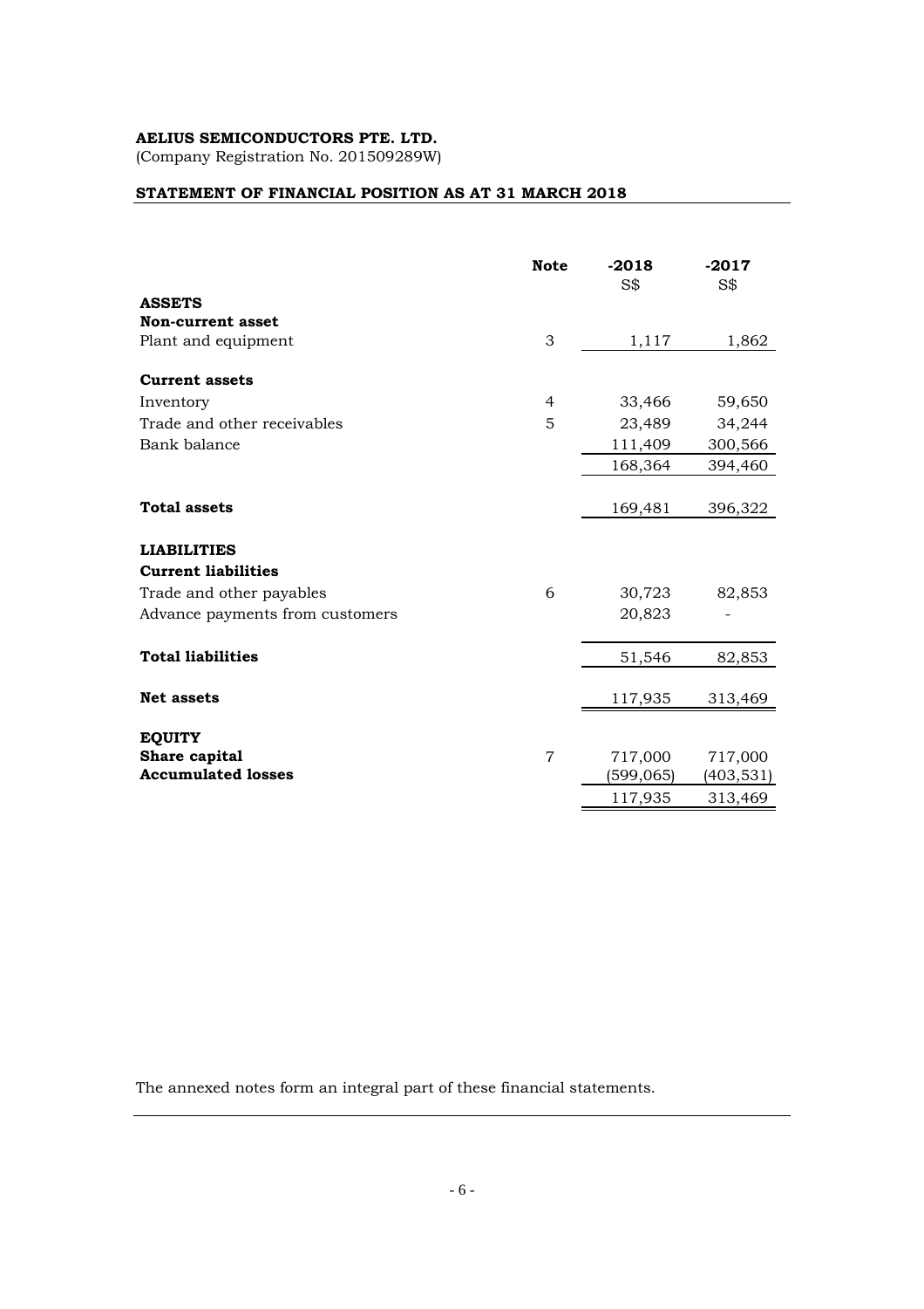**AELIUS SEMICONDUCTORS PTE. LTD.**
(Company Registration No. 201509289W)

**STATEMENT OF FINANCIAL POSITION AS AT 31 MARCH 2018**

| | Note | -2018<br>S$ | -2017<br>S$ |
|---|---|---|---|
| **ASSETS** | | | |
| **Non-current asset** | | | |
| Plant and equipment | 3 | 1,117 | 1,862 |
| | | | |
| **Current assets** | | | |
| Inventory | 4 | 33,466 | 59,650 |
| Trade and other receivables | 5 | 23,489 | 34,244 |
| Bank balance | | 111,409 | 300,566 |
| | | 168,364 | 394,460 |
| | | | |
| **Total assets** | | 169,481 | 396,322 |
| | | | |
| **LIABILITIES** | | | |
| **Current liabilities** | | | |
| Trade and other payables | 6 | 30,723 | 82,853 |
| Advance payments from customers | | 20,823 | - |
| | | | |
| **Total liabilities** | | 51,546 | 82,853 |
| | | | |
| **Net assets** | | 117,935 | 313,469 |
| | | | |
| **EQUITY** | | | |
| **Share capital** | 7 | 717,000 | 717,000 |
| **Accumulated losses** | | (599,065) | (403,531) |
| | | 117,935 | 313,469 |

The annexed notes form an integral part of these financial statements.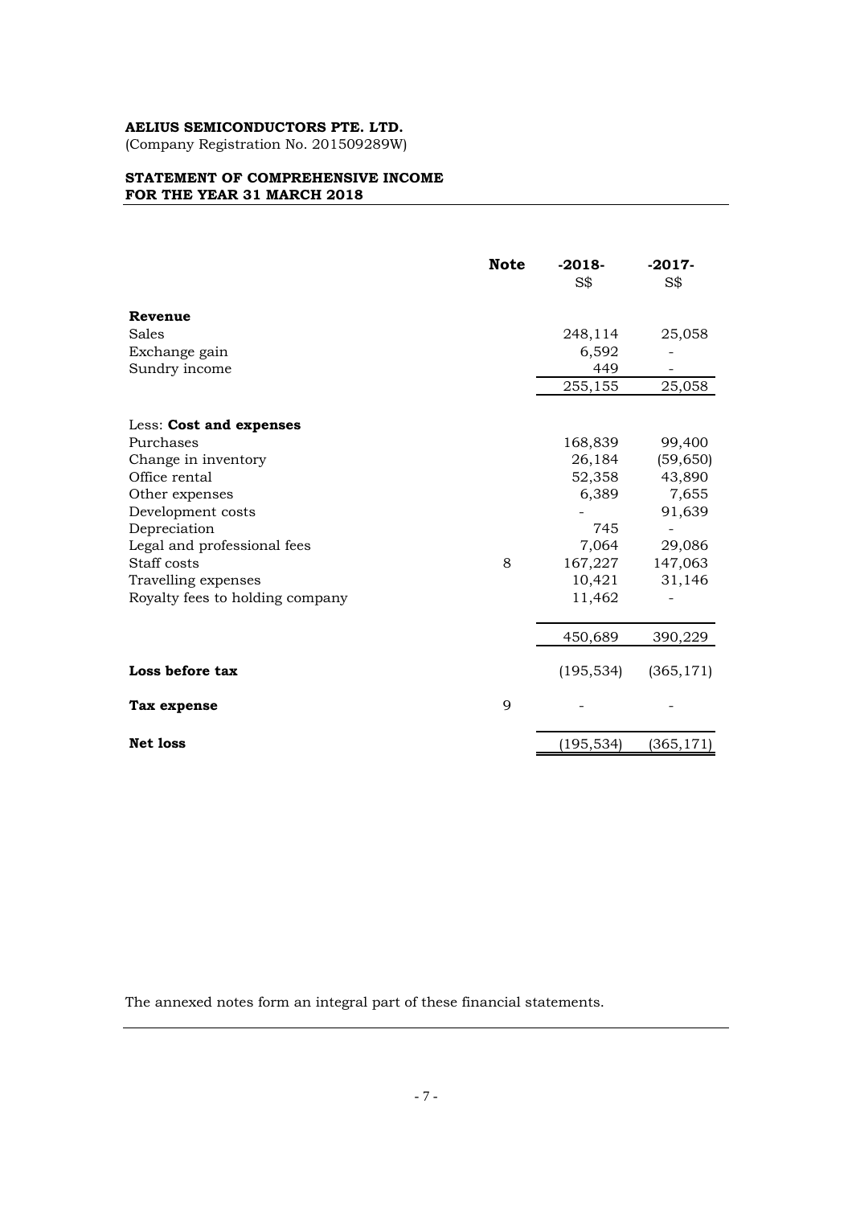**AELIUS SEMICONDUCTORS PTE. LTD.**
(Company Registration No. 201509289W)

**STATEMENT OF COMPREHENSIVE INCOME**
**FOR THE YEAR 31 MARCH 2018**

| | **Note** | **-2018-** S$ | **-2017-** S$ |
|---|---|---|---|
| **Revenue** | | | |
| Sales | | 248,114 | 25,058 |
| Exchange gain | | 6,592 | - |
| Sundry income | | 449 | - |
| | | 255,155 | 25,058 |
| Less: **Cost and expenses** | | | |
| Purchases | | 168,839 | 99,400 |
| Change in inventory | | 26,184 | (59,650) |
| Office rental | | 52,358 | 43,890 |
| Other expenses | | 6,389 | 7,655 |
| Development costs | | - | 91,639 |
| Depreciation | | 745 | - |
| Legal and professional fees | | 7,064 | 29,086 |
| Staff costs | 8 | 167,227 | 147,063 |
| Travelling expenses | | 10,421 | 31,146 |
| Royalty fees to holding company | | 11,462 | - |
| | | 450,689 | 390,229 |
| **Loss before tax** | | (195,534) | (365,171) |
| **Tax expense** | 9 | - | - |
| **Net loss** | | (195,534) | (365,171) |

The annexed notes form an integral part of these financial statements.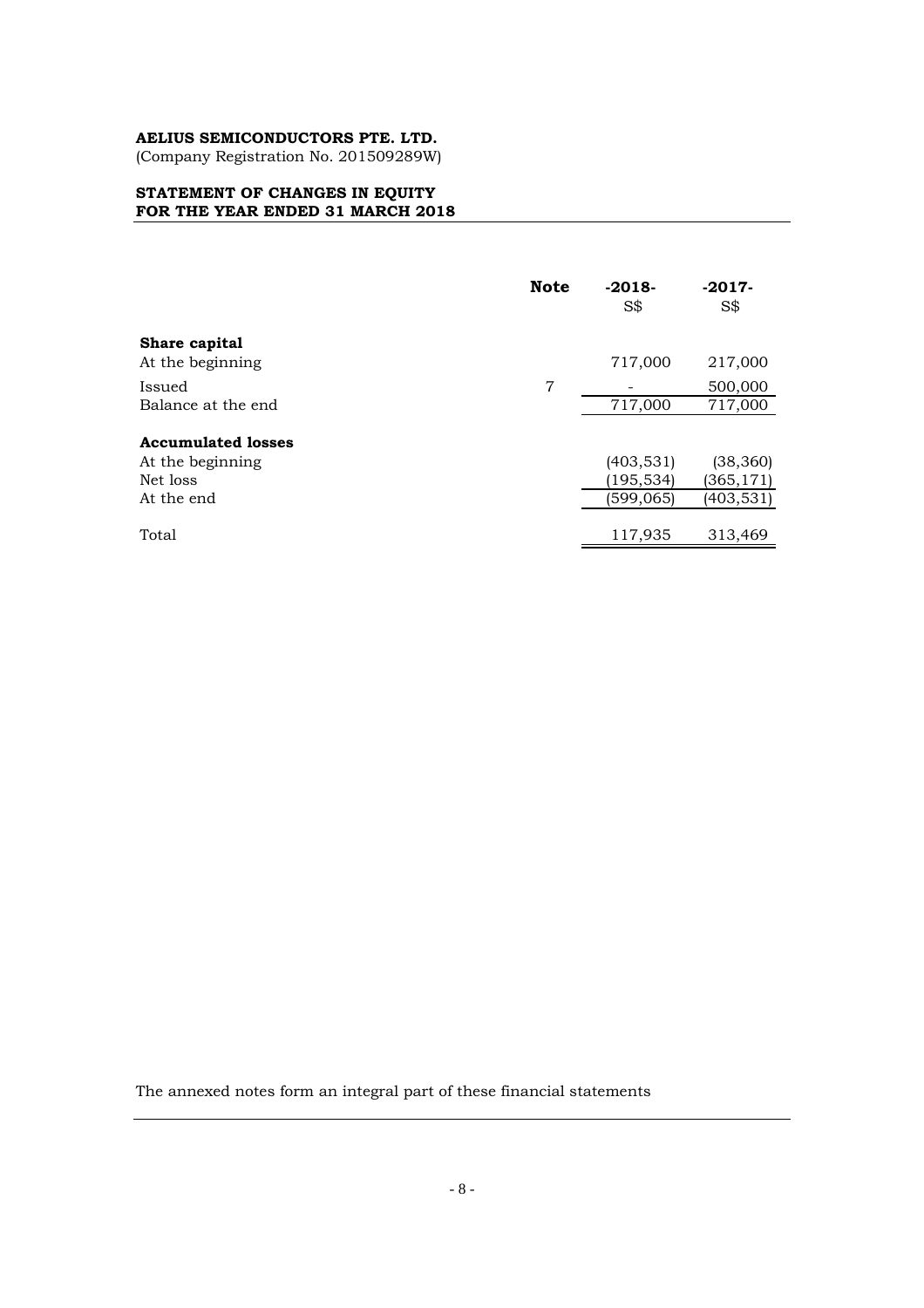**AELIUS SEMICONDUCTORS PTE. LTD.**
(Company Registration No. 201509289W)

**STATEMENT OF CHANGES IN EQUITY**
**FOR THE YEAR ENDED 31 MARCH 2018**

| | **Note** | **-2018-** S$ | **-2017-** S$ |
|---|---|---|---|
| **Share capital** | | | |
| At the beginning | | 717,000 | 217,000 |
| Issued | 7 | - | 500,000 |
| Balance at the end | | 717,000 | 717,000 |
| **Accumulated losses** | | | |
| At the beginning | | (403,531) | (38,360) |
| Net loss | | (195,534) | (365,171) |
| At the end | | (599,065) | (403,531) |
| Total | | 117,935 | 313,469 |

The annexed notes form an integral part of these financial statements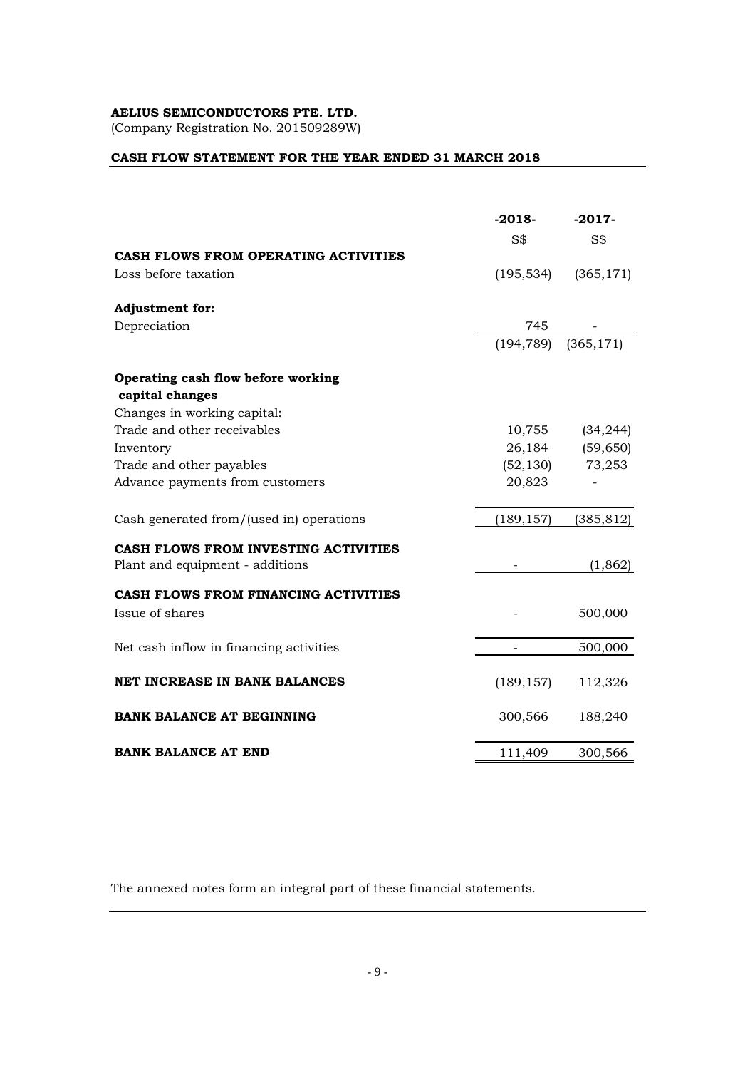**AELIUS SEMICONDUCTORS PTE. LTD.**
(Company Registration No. 201509289W)

**CASH FLOW STATEMENT FOR THE YEAR ENDED 31 MARCH 2018**

| | -2018- | -2017- |
|---|---|---|
| | S$ | S$ |
| **CASH FLOWS FROM OPERATING ACTIVITIES** | | |
| Loss before taxation | (195,534) | (365,171) |
| **Adjustment for:** | | |
| Depreciation | 745 | - |
| | (194,789) | (365,171) |
| **Operating cash flow before working capital changes** | | |
| Changes in working capital: | | |
| Trade and other receivables | 10,755 | (34,244) |
| Inventory | 26,184 | (59,650) |
| Trade and other payables | (52,130) | 73,253 |
| Advance payments from customers | 20,823 | - |
| Cash generated from/(used in) operations | (189,157) | (385,812) |
| **CASH FLOWS FROM INVESTING ACTIVITIES** | | |
| Plant and equipment - additions | - | (1,862) |
| **CASH FLOWS FROM FINANCING ACTIVITIES** | | |
| Issue of shares | - | 500,000 |
| Net cash inflow in financing activities | - | 500,000 |
| **NET INCREASE IN BANK BALANCES** | (189,157) | 112,326 |
| **BANK BALANCE AT BEGINNING** | 300,566 | 188,240 |
| **BANK BALANCE AT END** | 111,409 | 300,566 |

The annexed notes form an integral part of these financial statements.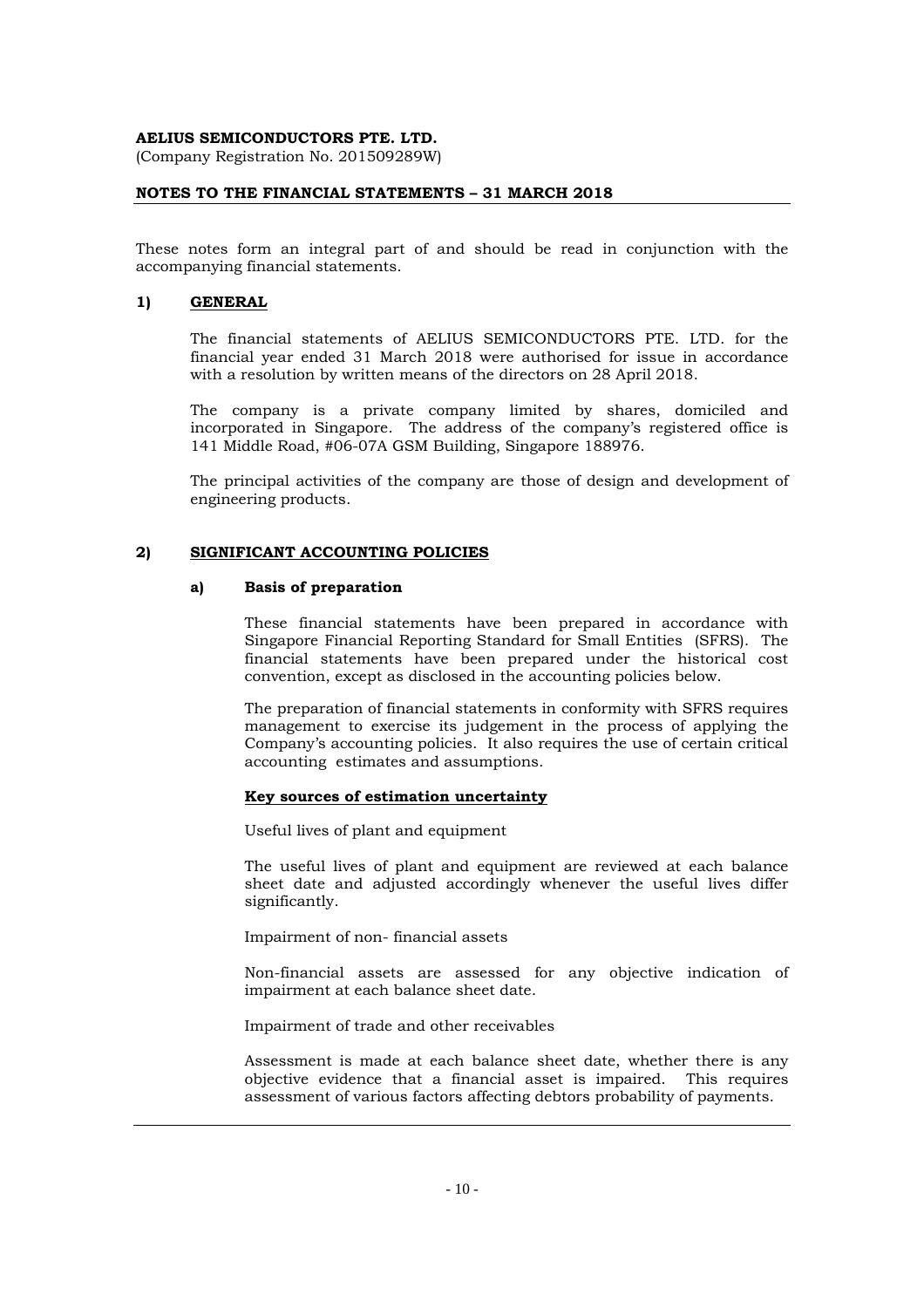**AELIUS SEMICONDUCTORS PTE. LTD.**
(Company Registration No. 201509289W)

**NOTES TO THE FINANCIAL STATEMENTS – 31 MARCH 2018**

These notes form an integral part of and should be read in conjunction with the accompanying financial statements.

## 1) GENERAL

The financial statements of AELIUS SEMICONDUCTORS PTE. LTD. for the financial year ended 31 March 2018 were authorised for issue in accordance with a resolution by written means of the directors on 28 April 2018.

The company is a private company limited by shares, domiciled and incorporated in Singapore. The address of the company's registered office is 141 Middle Road, #06-07A GSM Building, Singapore 188976.

The principal activities of the company are those of design and development of engineering products.

## 2) SIGNIFICANT ACCOUNTING POLICIES

### a) Basis of preparation

These financial statements have been prepared in accordance with Singapore Financial Reporting Standard for Small Entities (SFRS). The financial statements have been prepared under the historical cost convention, except as disclosed in the accounting policies below.

The preparation of financial statements in conformity with SFRS requires management to exercise its judgement in the process of applying the Company's accounting policies. It also requires the use of certain critical accounting estimates and assumptions.

**Key sources of estimation uncertainty**

Useful lives of plant and equipment

The useful lives of plant and equipment are reviewed at each balance sheet date and adjusted accordingly whenever the useful lives differ significantly.

Impairment of non- financial assets

Non-financial assets are assessed for any objective indication of impairment at each balance sheet date.

Impairment of trade and other receivables

Assessment is made at each balance sheet date, whether there is any objective evidence that a financial asset is impaired. This requires assessment of various factors affecting debtors probability of payments.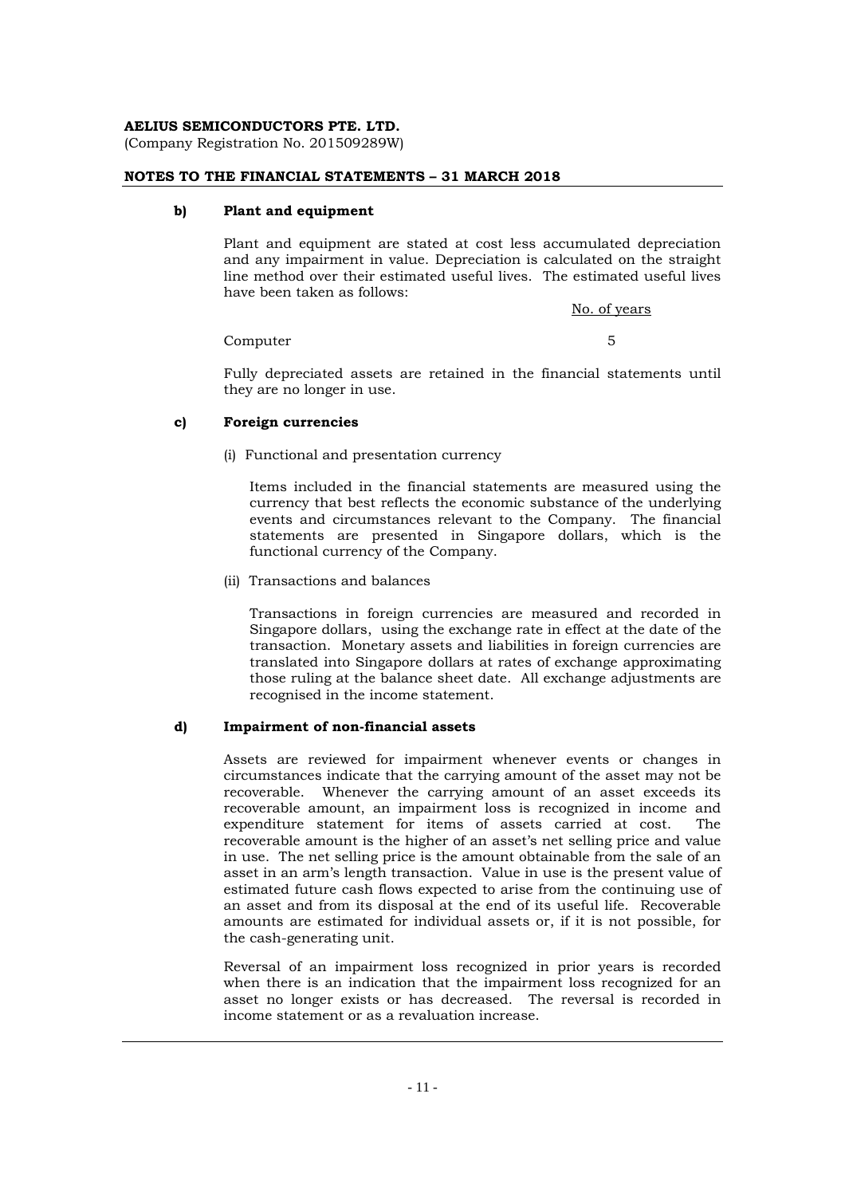**AELIUS SEMICONDUCTORS PTE. LTD.**
(Company Registration No. 201509289W)

**NOTES TO THE FINANCIAL STATEMENTS – 31 MARCH 2018**

**b) Plant and equipment**

Plant and equipment are stated at cost less accumulated depreciation and any impairment in value. Depreciation is calculated on the straight line method over their estimated useful lives. The estimated useful lives have been taken as follows:

| | No. of years |
|---|---|
| Computer | 5 |

Fully depreciated assets are retained in the financial statements until they are no longer in use.

**c) Foreign currencies**

(i) Functional and presentation currency

Items included in the financial statements are measured using the currency that best reflects the economic substance of the underlying events and circumstances relevant to the Company. The financial statements are presented in Singapore dollars, which is the functional currency of the Company.

(ii) Transactions and balances

Transactions in foreign currencies are measured and recorded in Singapore dollars, using the exchange rate in effect at the date of the transaction. Monetary assets and liabilities in foreign currencies are translated into Singapore dollars at rates of exchange approximating those ruling at the balance sheet date. All exchange adjustments are recognised in the income statement.

**d) Impairment of non-financial assets**

Assets are reviewed for impairment whenever events or changes in circumstances indicate that the carrying amount of the asset may not be recoverable. Whenever the carrying amount of an asset exceeds its recoverable amount, an impairment loss is recognized in income and expenditure statement for items of assets carried at cost. The recoverable amount is the higher of an asset's net selling price and value in use. The net selling price is the amount obtainable from the sale of an asset in an arm's length transaction. Value in use is the present value of estimated future cash flows expected to arise from the continuing use of an asset and from its disposal at the end of its useful life. Recoverable amounts are estimated for individual assets or, if it is not possible, for the cash-generating unit.

Reversal of an impairment loss recognized in prior years is recorded when there is an indication that the impairment loss recognized for an asset no longer exists or has decreased. The reversal is recorded in income statement or as a revaluation increase.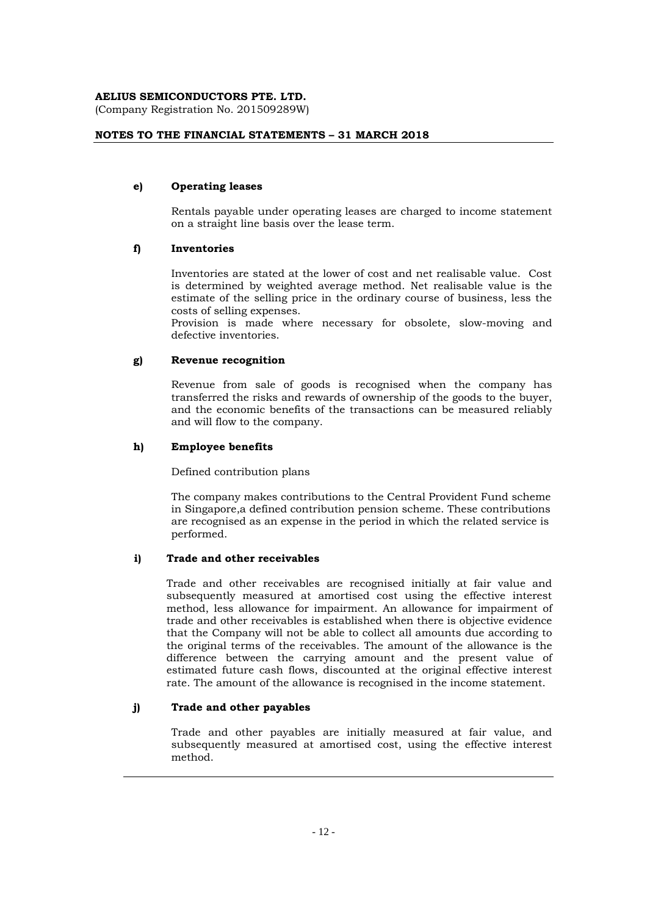**e) Operating leases**

Rentals payable under operating leases are charged to income statement on a straight line basis over the lease term.

**f) Inventories**

Inventories are stated at the lower of cost and net realisable value. Cost is determined by weighted average method. Net realisable value is the estimate of the selling price in the ordinary course of business, less the costs of selling expenses.
Provision is made where necessary for obsolete, slow-moving and defective inventories.

**g) Revenue recognition**

Revenue from sale of goods is recognised when the company has transferred the risks and rewards of ownership of the goods to the buyer, and the economic benefits of the transactions can be measured reliably and will flow to the company.

**h) Employee benefits**

Defined contribution plans

The company makes contributions to the Central Provident Fund scheme in Singapore,a defined contribution pension scheme. These contributions are recognised as an expense in the period in which the related service is performed.

**i) Trade and other receivables**

Trade and other receivables are recognised initially at fair value and subsequently measured at amortised cost using the effective interest method, less allowance for impairment. An allowance for impairment of trade and other receivables is established when there is objective evidence that the Company will not be able to collect all amounts due according to the original terms of the receivables. The amount of the allowance is the difference between the carrying amount and the present value of estimated future cash flows, discounted at the original effective interest rate. The amount of the allowance is recognised in the income statement.

**j) Trade and other payables**

Trade and other payables are initially measured at fair value, and subsequently measured at amortised cost, using the effective interest method.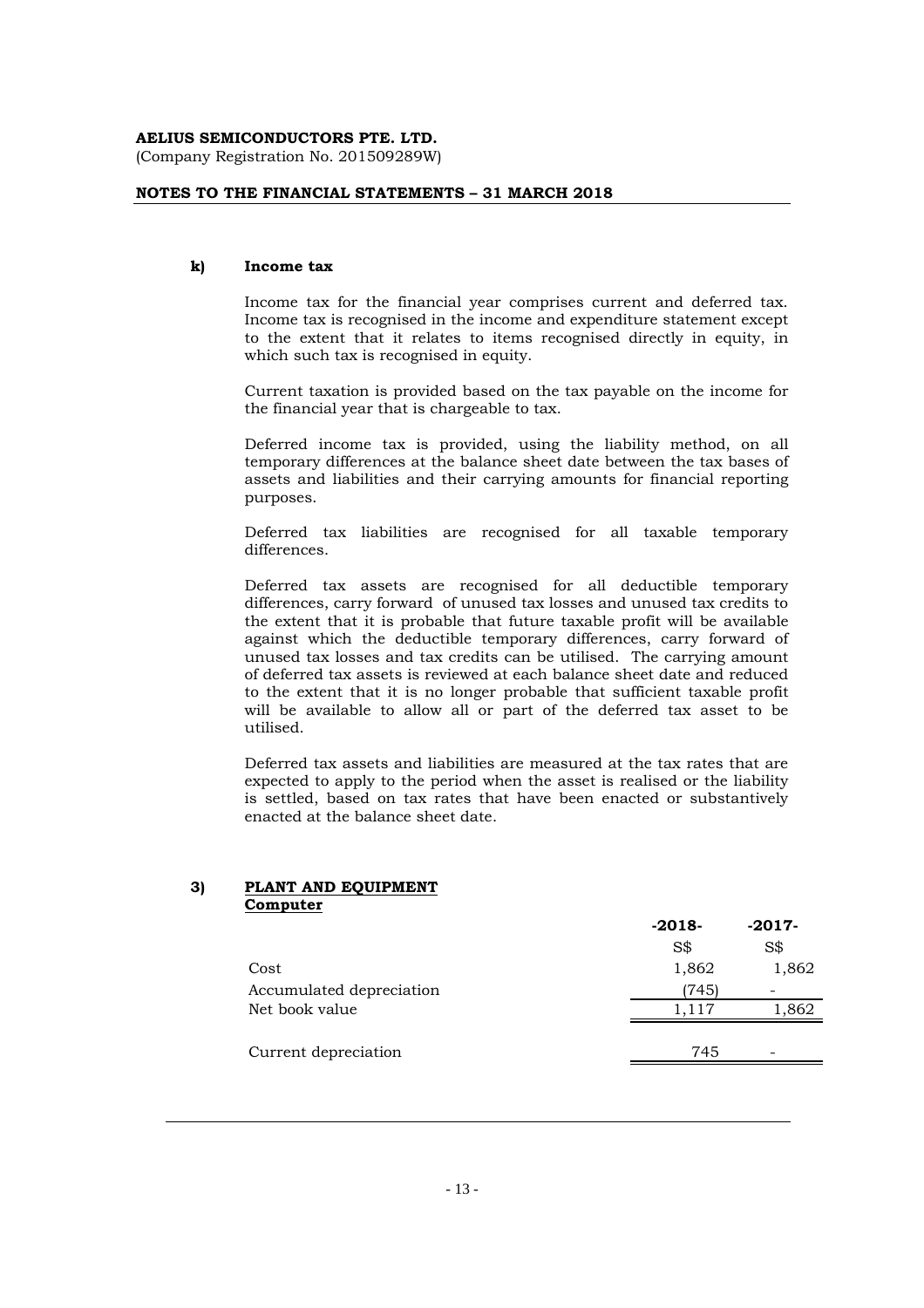**AELIUS SEMICONDUCTORS PTE. LTD.**
(Company Registration No. 201509289W)

**NOTES TO THE FINANCIAL STATEMENTS – 31 MARCH 2018**

**k) Income tax**

Income tax for the financial year comprises current and deferred tax. Income tax is recognised in the income and expenditure statement except to the extent that it relates to items recognised directly in equity, in which such tax is recognised in equity.

Current taxation is provided based on the tax payable on the income for the financial year that is chargeable to tax.

Deferred income tax is provided, using the liability method, on all temporary differences at the balance sheet date between the tax bases of assets and liabilities and their carrying amounts for financial reporting purposes.

Deferred tax liabilities are recognised for all taxable temporary differences.

Deferred tax assets are recognised for all deductible temporary differences, carry forward of unused tax losses and unused tax credits to the extent that it is probable that future taxable profit will be available against which the deductible temporary differences, carry forward of unused tax losses and tax credits can be utilised. The carrying amount of deferred tax assets is reviewed at each balance sheet date and reduced to the extent that it is no longer probable that sufficient taxable profit will be available to allow all or part of the deferred tax asset to be utilised.

Deferred tax assets and liabilities are measured at the tax rates that are expected to apply to the period when the asset is realised or the liability is settled, based on tax rates that have been enacted or substantively enacted at the balance sheet date.

**3) PLANT AND EQUIPMENT**

**Computer**

| | -2018- | -2017- |
|---|---|---|
| | S$ | S$ |
| Cost | 1,862 | 1,862 |
| Accumulated depreciation | (745) | - |
| Net book value | 1,117 | 1,862 |
| | | |
| Current depreciation | 745 | - |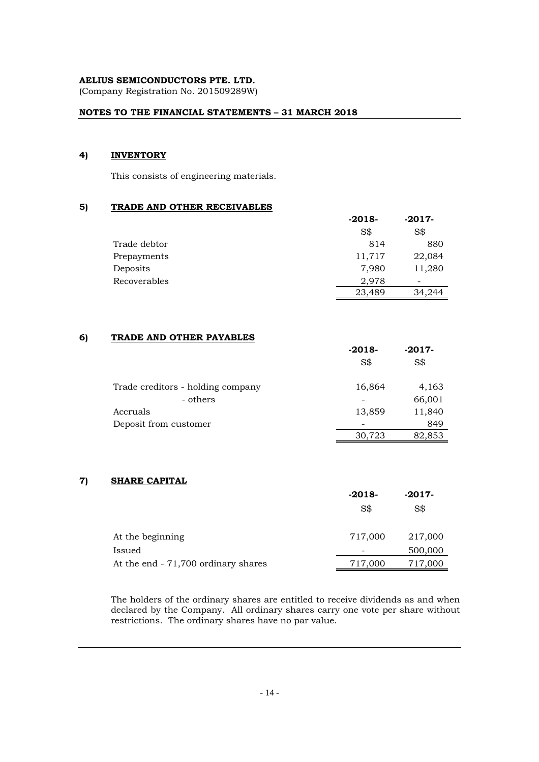**AELIUS SEMICONDUCTORS PTE. LTD.**
(Company Registration No. 201509289W)

**NOTES TO THE FINANCIAL STATEMENTS – 31 MARCH 2018**

## 4) INVENTORY

This consists of engineering materials.

## 5) TRADE AND OTHER RECEIVABLES

| | -2018- | -2017- |
|---|---|---|
| | S$ | S$ |
| Trade debtor | 814 | 880 |
| Prepayments | 11,717 | 22,084 |
| Deposits | 7,980 | 11,280 |
| Recoverables | 2,978 | - |
| | 23,489 | 34,244 |

## 6) TRADE AND OTHER PAYABLES

| | -2018- | -2017- |
|---|---|---|
| | S$ | S$ |
| Trade creditors - holding company | 16,864 | 4,163 |
| - others | - | 66,001 |
| Accruals | 13,859 | 11,840 |
| Deposit from customer | - | 849 |
| | 30,723 | 82,853 |

## 7) SHARE CAPITAL

| | -2018- | -2017- |
|---|---|---|
| | S$ | S$ |
| At the beginning | 717,000 | 217,000 |
| Issued | - | 500,000 |
| At the end - 71,700 ordinary shares | 717,000 | 717,000 |

The holders of the ordinary shares are entitled to receive dividends as and when declared by the Company. All ordinary shares carry one vote per share without restrictions. The ordinary shares have no par value.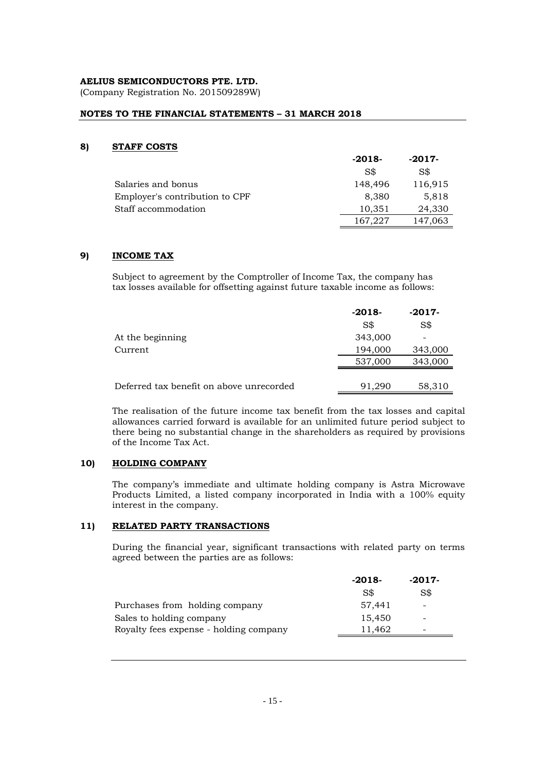**AELIUS SEMICONDUCTORS PTE. LTD.**
(Company Registration No. 201509289W)

**NOTES TO THE FINANCIAL STATEMENTS – 31 MARCH 2018**

## 8) STAFF COSTS

| | -2018- | -2017- |
|---|---|---|
| | S$ | S$ |
| Salaries and bonus | 148,496 | 116,915 |
| Employer's contribution to CPF | 8,380 | 5,818 |
| Staff accommodation | 10,351 | 24,330 |
| | 167,227 | 147,063 |

## 9) INCOME TAX

Subject to agreement by the Comptroller of Income Tax, the company has tax losses available for offsetting against future taxable income as follows:

| | -2018- | -2017- |
|---|---|---|
| | S$ | S$ |
| At the beginning | 343,000 | - |
| Current | 194,000 | 343,000 |
| | 537,000 | 343,000 |
| Deferred tax benefit on above unrecorded | 91,290 | 58,310 |

The realisation of the future income tax benefit from the tax losses and capital allowances carried forward is available for an unlimited future period subject to there being no substantial change in the shareholders as required by provisions of the Income Tax Act.

## 10) HOLDING COMPANY

The company's immediate and ultimate holding company is Astra Microwave Products Limited, a listed company incorporated in India with a 100% equity interest in the company.

## 11) RELATED PARTY TRANSACTIONS

During the financial year, significant transactions with related party on terms agreed between the parties are as follows:

| | -2018- | -2017- |
|---|---|---|
| | S$ | S$ |
| Purchases from holding company | 57,441 | - |
| Sales to holding company | 15,450 | - |
| Royalty fees expense - holding company | 11,462 | - |